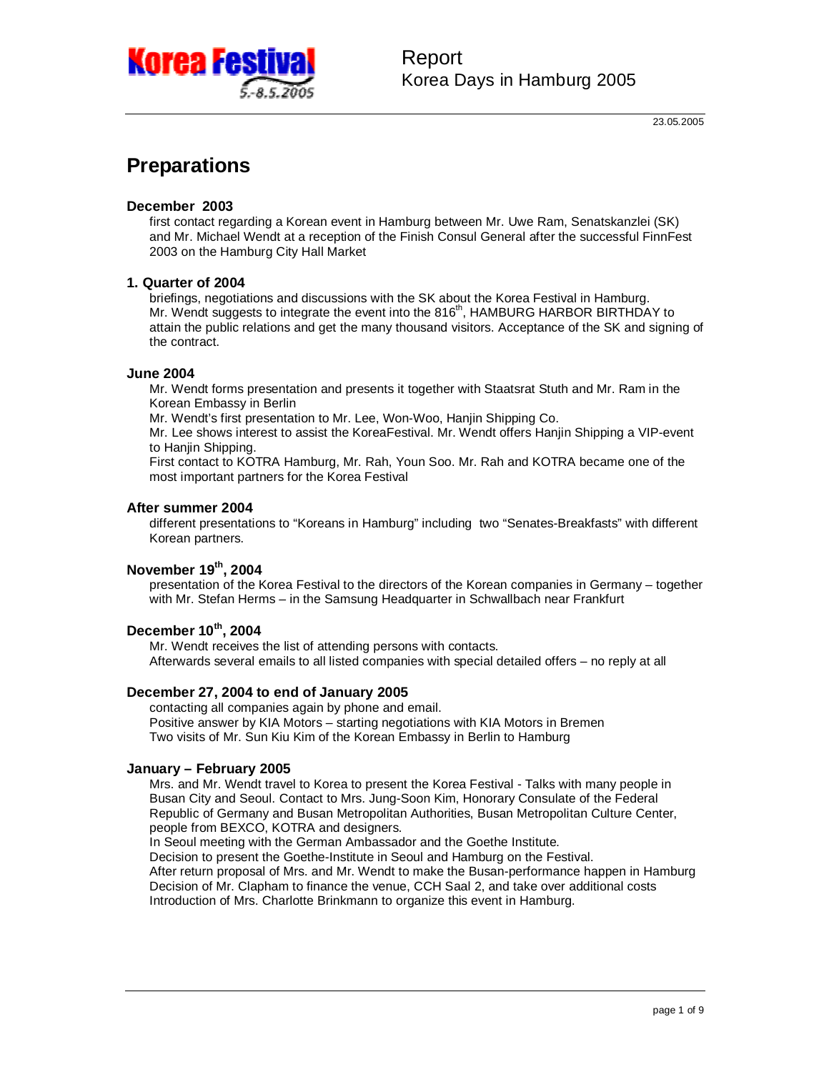Report
Korea Days in Hamburg 2005

23.05.2005

# Preparations

### December 2003

first contact regarding a Korean event in Hamburg between Mr. Uwe Ram, Senatskanzlei (SK) and Mr. Michael Wendt at a reception of the Finish Consul General after the successful FinnFest 2003 on the Hamburg City Hall Market

### 1. Quarter of 2004

briefings, negotiations and discussions with the SK about the Korea Festival in Hamburg. Mr. Wendt suggests to integrate the event into the 816th, HAMBURG HARBOR BIRTHDAY to attain the public relations and get the many thousand visitors. Acceptance of the SK and signing of the contract.

### June 2004

Mr. Wendt forms presentation and presents it together with Staatsrat Stuth and Mr. Ram in the Korean Embassy in Berlin

Mr. Wendt's first presentation to Mr. Lee, Won-Woo, Hanjin Shipping Co.

Mr. Lee shows interest to assist the KoreaFestival. Mr. Wendt offers Hanjin Shipping a VIP-event to Hanjin Shipping.

First contact to KOTRA Hamburg, Mr. Rah, Youn Soo. Mr. Rah and KOTRA became one of the most important partners for the Korea Festival

### After summer 2004

different presentations to "Koreans in Hamburg" including two "Senates-Breakfasts" with different Korean partners.

### November 19th, 2004

presentation of the Korea Festival to the directors of the Korean companies in Germany – together with Mr. Stefan Herms – in the Samsung Headquarter in Schwallbach near Frankfurt

### December 10th, 2004

Mr. Wendt receives the list of attending persons with contacts.

Afterwards several emails to all listed companies with special detailed offers – no reply at all

### December 27, 2004 to end of January 2005

contacting all companies again by phone and email.

Positive answer by KIA Motors – starting negotiations with KIA Motors in Bremen

Two visits of Mr. Sun Kiu Kim of the Korean Embassy in Berlin to Hamburg

### January – February 2005

Mrs. and Mr. Wendt travel to Korea to present the Korea Festival - Talks with many people in Busan City and Seoul. Contact to Mrs. Jung-Soon Kim, Honorary Consulate of the Federal Republic of Germany and Busan Metropolitan Authorities, Busan Metropolitan Culture Center, people from BEXCO, KOTRA and designers.

In Seoul meeting with the German Ambassador and the Goethe Institute.

Decision to present the Goethe-Institute in Seoul and Hamburg on the Festival.

After return proposal of Mrs. and Mr. Wendt to make the Busan-performance happen in Hamburg

Decision of Mr. Clapham to finance the venue, CCH Saal 2, and take over additional costs

Introduction of Mrs. Charlotte Brinkmann to organize this event in Hamburg.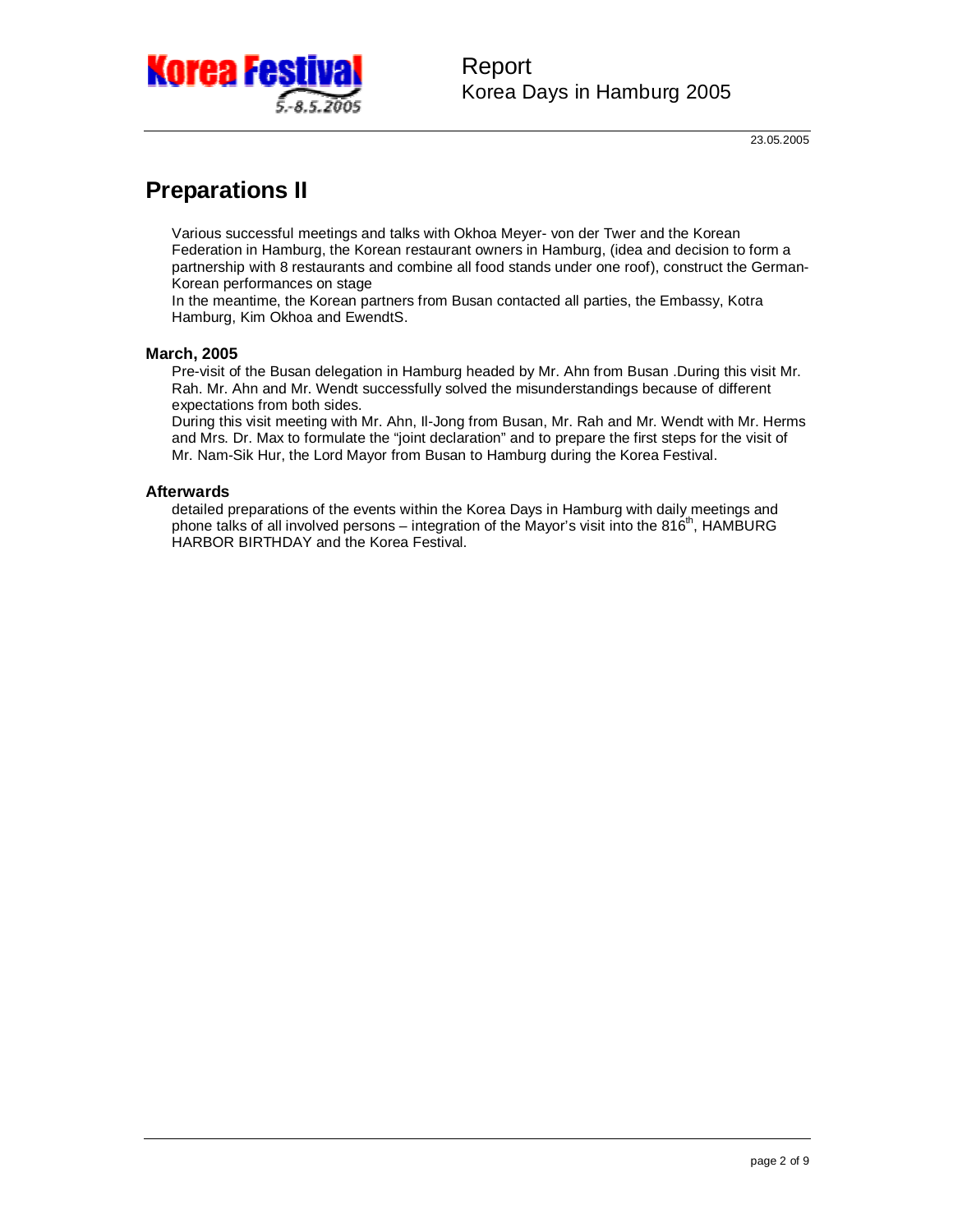23.05.2005

## Preparations II

Various successful meetings and talks with Okhoa Meyer- von der Twer and the Korean Federation in Hamburg, the Korean restaurant owners in Hamburg, (idea and decision to form a partnership with 8 restaurants and combine all food stands under one roof), construct the German-Korean performances on stage

In the meantime, the Korean partners from Busan contacted all parties, the Embassy, Kotra Hamburg, Kim Okhoa and EwendtS.

### March, 2005

Pre-visit of the Busan delegation in Hamburg headed by Mr. Ahn from Busan .During this visit Mr. Rah. Mr. Ahn and Mr. Wendt successfully solved the misunderstandings because of different expectations from both sides.

During this visit meeting with Mr. Ahn, Il-Jong from Busan, Mr. Rah and Mr. Wendt with Mr. Herms and Mrs. Dr. Max to formulate the "joint declaration" and to prepare the first steps for the visit of Mr. Nam-Sik Hur, the Lord Mayor from Busan to Hamburg during the Korea Festival.

### Afterwards

detailed preparations of the events within the Korea Days in Hamburg with daily meetings and phone talks of all involved persons – integration of the Mayor's visit into the 816th, HAMBURG HARBOR BIRTHDAY and the Korea Festival.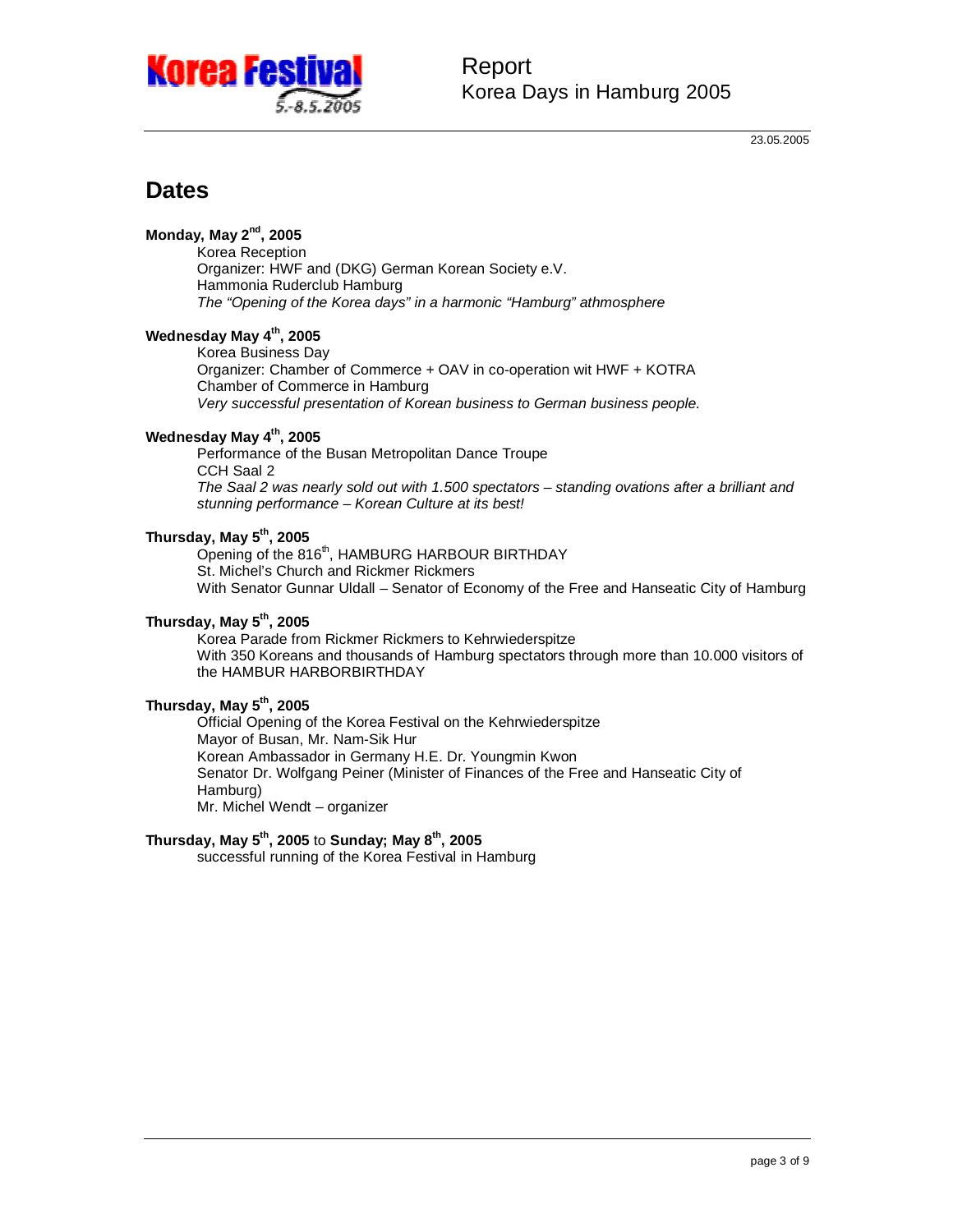# Dates

**Monday, May 2nd, 2005**

Korea Reception
Organizer: HWF and (DKG) German Korean Society e.V.
Hammonia Ruderclub Hamburg
*The "Opening of the Korea days" in a harmonic "Hamburg" athmosphere*

**Wednesday May 4th, 2005**

Korea Business Day
Organizer: Chamber of Commerce + OAV in co-operation wit HWF + KOTRA
Chamber of Commerce in Hamburg
*Very successful presentation of Korean business to German business people.*

**Wednesday May 4th, 2005**

Performance of the Busan Metropolitan Dance Troupe
CCH Saal 2
*The Saal 2 was nearly sold out with 1.500 spectators – standing ovations after a brilliant and stunning performance – Korean Culture at its best!*

**Thursday, May 5th, 2005**

Opening of the 816th, HAMBURG HARBOUR BIRTHDAY
St. Michel's Church and Rickmer Rickmers
With Senator Gunnar Uldall – Senator of Economy of the Free and Hanseatic City of Hamburg

**Thursday, May 5th, 2005**

Korea Parade from Rickmer Rickmers to Kehrwiederspitze
With 350 Koreans and thousands of Hamburg spectators through more than 10.000 visitors of the HAMBUR HARBORBIRTHDAY

**Thursday, May 5th, 2005**

Official Opening of the Korea Festival on the Kehrwiederspitze
Mayor of Busan, Mr. Nam-Sik Hur
Korean Ambassador in Germany H.E. Dr. Youngmin Kwon
Senator Dr. Wolfgang Peiner (Minister of Finances of the Free and Hanseatic City of Hamburg)
Mr. Michel Wendt – organizer

**Thursday, May 5th, 2005** to **Sunday; May 8th, 2005**

successful running of the Korea Festival in Hamburg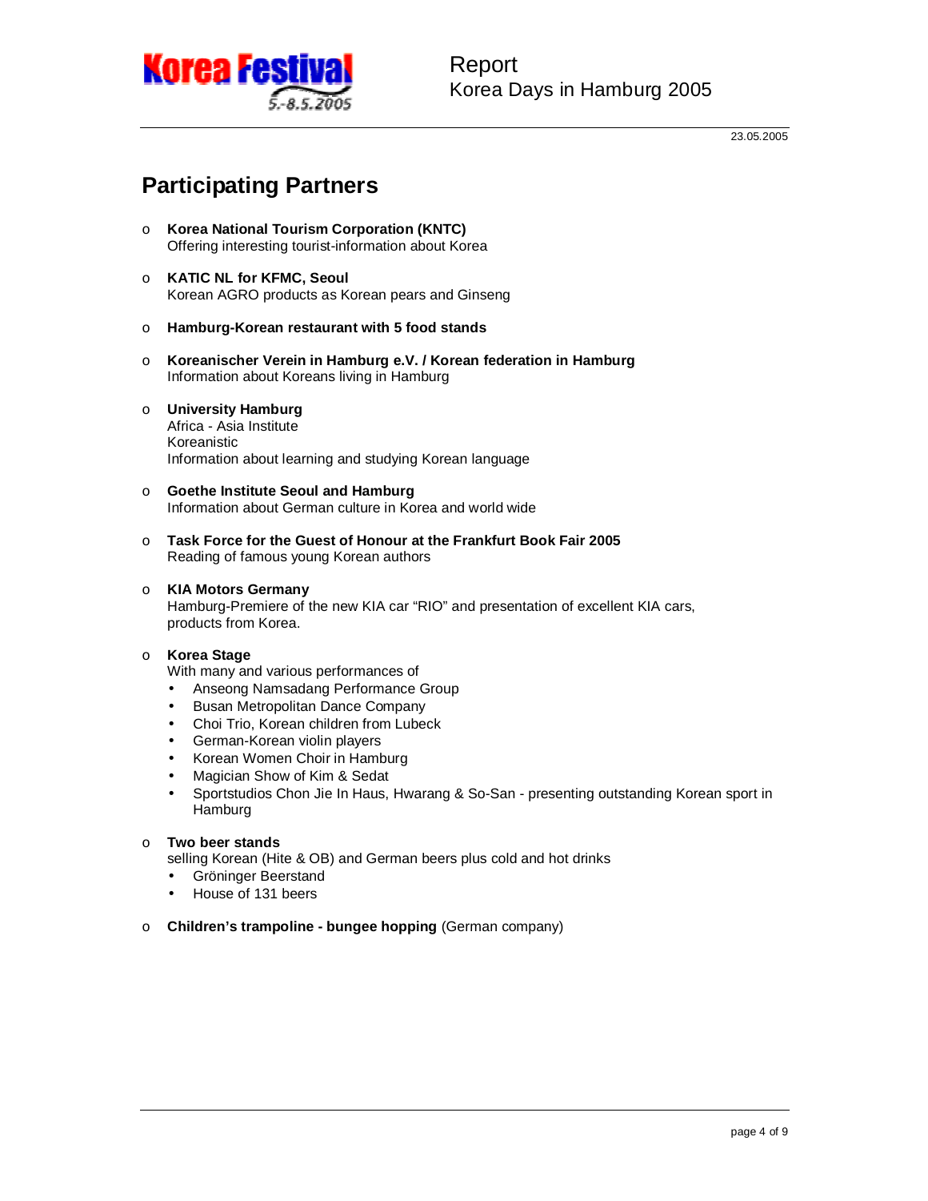23.05.2005

## Participating Partners

- **Korea National Tourism Corporation (KNTC)**
  Offering interesting tourist-information about Korea

- **KATIC NL for KFMC, Seoul**
  Korean AGRO products as Korean pears and Ginseng

- **Hamburg-Korean restaurant with 5 food stands**

- **Koreanischer Verein in Hamburg e.V. / Korean federation in Hamburg**
  Information about Koreans living in Hamburg

- **University Hamburg**
  Africa - Asia Institute
  Koreanistic
  Information about learning and studying Korean language

- **Goethe Institute Seoul and Hamburg**
  Information about German culture in Korea and world wide

- **Task Force for the Guest of Honour at the Frankfurt Book Fair 2005**
  Reading of famous young Korean authors

- **KIA Motors Germany**
  Hamburg-Premiere of the new KIA car "RIO" and presentation of excellent KIA cars, products from Korea.

- **Korea Stage**
  With many and various performances of
  - Anseong Namsadang Performance Group
  - Busan Metropolitan Dance Company
  - Choi Trio, Korean children from Lubeck
  - German-Korean violin players
  - Korean Women Choir in Hamburg
  - Magician Show of Kim & Sedat
  - Sportstudios Chon Jie In Haus, Hwarang & So-San - presenting outstanding Korean sport in Hamburg

- **Two beer stands**
  selling Korean (Hite & OB) and German beers plus cold and hot drinks
  - Gröninger Beerstand
  - House of 131 beers

- **Children's trampoline - bungee hopping** (German company)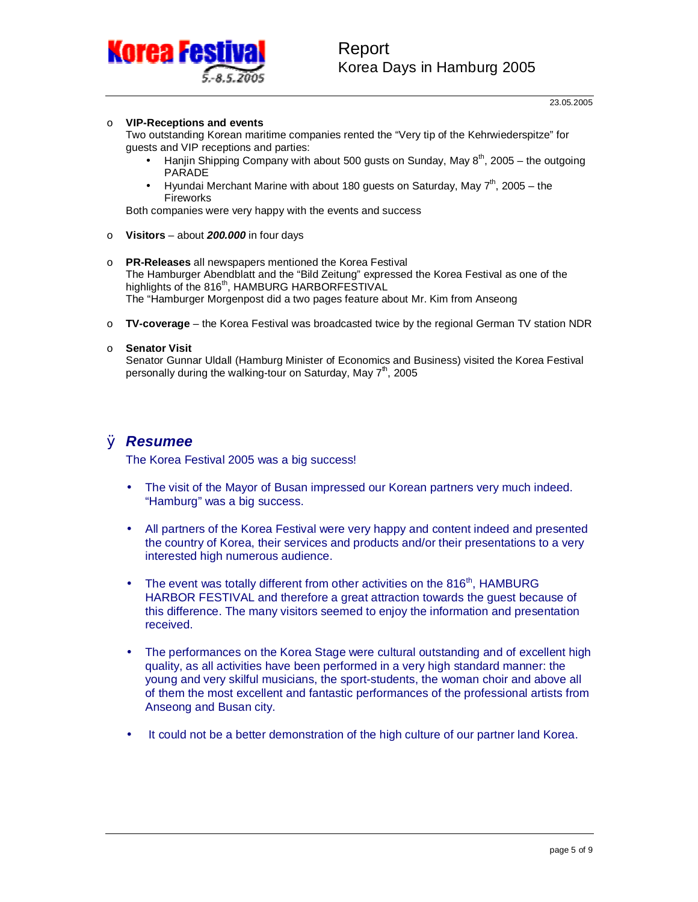- **VIP-Receptions and events**
  Two outstanding Korean maritime companies rented the "Very tip of the Kehrwiederspitze" for guests and VIP receptions and parties:
  - Hanjin Shipping Company with about 500 gusts on Sunday, May 8th, 2005 – the outgoing PARADE
  - Hyundai Merchant Marine with about 180 guests on Saturday, May 7th, 2005 – the Fireworks

  Both companies were very happy with the events and success

- **Visitors** – about ***200.000*** in four days

- **PR-Releases** all newspapers mentioned the Korea Festival
  The Hamburger Abendblatt and the "Bild Zeitung" expressed the Korea Festival as one of the highlights of the 816th, HAMBURG HARBORFESTIVAL
  The "Hamburger Morgenpost did a two pages feature about Mr. Kim from Anseong

- **TV-coverage** – the Korea Festival was broadcasted twice by the regional German TV station NDR

- **Senator Visit**
  Senator Gunnar Uldall (Hamburg Minister of Economics and Business) visited the Korea Festival personally during the walking-tour on Saturday, May 7th, 2005

## ***Resumee***

The Korea Festival 2005 was a big success!

- The visit of the Mayor of Busan impressed our Korean partners very much indeed. "Hamburg" was a big success.

- All partners of the Korea Festival were very happy and content indeed and presented the country of Korea, their services and products and/or their presentations to a very interested high numerous audience.

- The event was totally different from other activities on the 816th, HAMBURG HARBOR FESTIVAL and therefore a great attraction towards the guest because of this difference. The many visitors seemed to enjoy the information and presentation received.

- The performances on the Korea Stage were cultural outstanding and of excellent high quality, as all activities have been performed in a very high standard manner: the young and very skilful musicians, the sport-students, the woman choir and above all of them the most excellent and fantastic performances of the professional artists from Anseong and Busan city.

- It could not be a better demonstration of the high culture of our partner land Korea.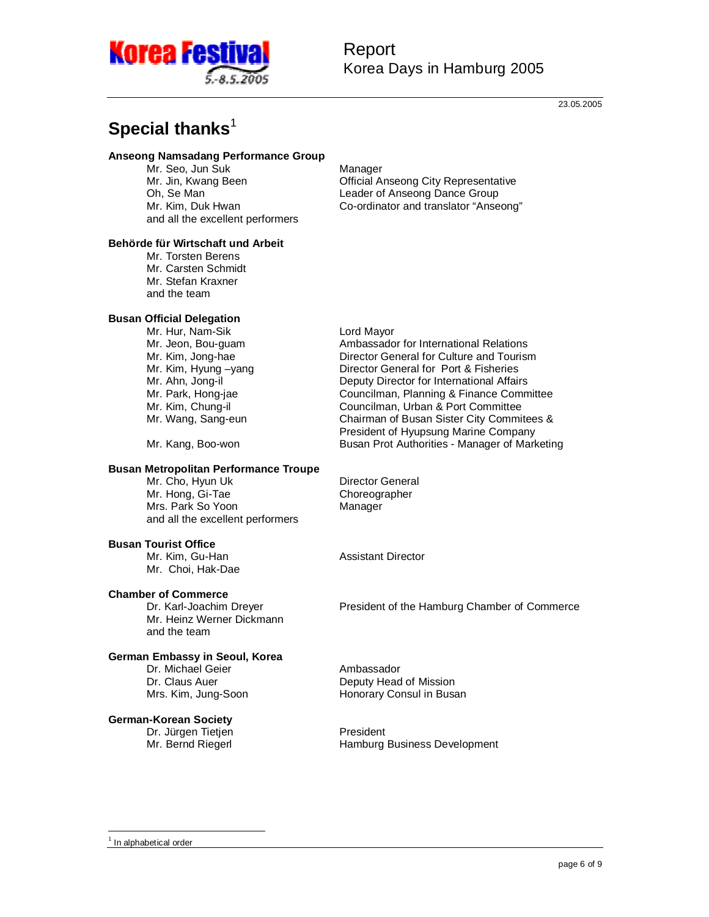## Special thanks[1]

**Anseong Namsadang Performance Group**

| | |
|---|---|
| Mr. Seo, Jun Suk | Manager |
| Mr. Jin, Kwang Been | Official Anseong City Representative |
| Oh, Se Man | Leader of Anseong Dance Group |
| Mr. Kim, Duk Hwan | Co-ordinator and translator “Anseong” |
| and all the excellent performers | |

**Behörde für Wirtschaft und Arbeit**

Mr. Torsten Berens
Mr. Carsten Schmidt
Mr. Stefan Kraxner
and the team

**Busan Official Delegation**

| | |
|---|---|
| Mr. Hur, Nam-Sik | Lord Mayor |
| Mr. Jeon, Bou-guam | Ambassador for International Relations |
| Mr. Kim, Jong-hae | Director General for Culture and Tourism |
| Mr. Kim, Hyung –yang | Director General for Port & Fisheries |
| Mr. Ahn, Jong-il | Deputy Director for International Affairs |
| Mr. Park, Hong-jae | Councilman, Planning & Finance Committee |
| Mr. Kim, Chung-il | Councilman, Urban & Port Committee |
| Mr. Wang, Sang-eun | Chairman of Busan Sister City Commitees & President of Hyupsung Marine Company |
| Mr. Kang, Boo-won | Busan Prot Authorities - Manager of Marketing |

**Busan Metropolitan Performance Troupe**

| | |
|---|---|
| Mr. Cho, Hyun Uk | Director General |
| Mr. Hong, Gi-Tae | Choreographer |
| Mrs. Park So Yoon | Manager |
| and all the excellent performers | |

**Busan Tourist Office**

| | |
|---|---|
| Mr. Kim, Gu-Han | Assistant Director |
| Mr. Choi, Hak-Dae | |

**Chamber of Commerce**

| | |
|---|---|
| Dr. Karl-Joachim Dreyer | President of the Hamburg Chamber of Commerce |
| Mr. Heinz Werner Dickmann | |
| and the team | |

**German Embassy in Seoul, Korea**

| | |
|---|---|
| Dr. Michael Geier | Ambassador |
| Dr. Claus Auer | Deputy Head of Mission |
| Mrs. Kim, Jung-Soon | Honorary Consul in Busan |

**German-Korean Society**

| | |
|---|---|
| Dr. Jürgen Tietjen | President |
| Mr. Bernd Riegerl | Hamburg Business Development |

[1] In alphabetical order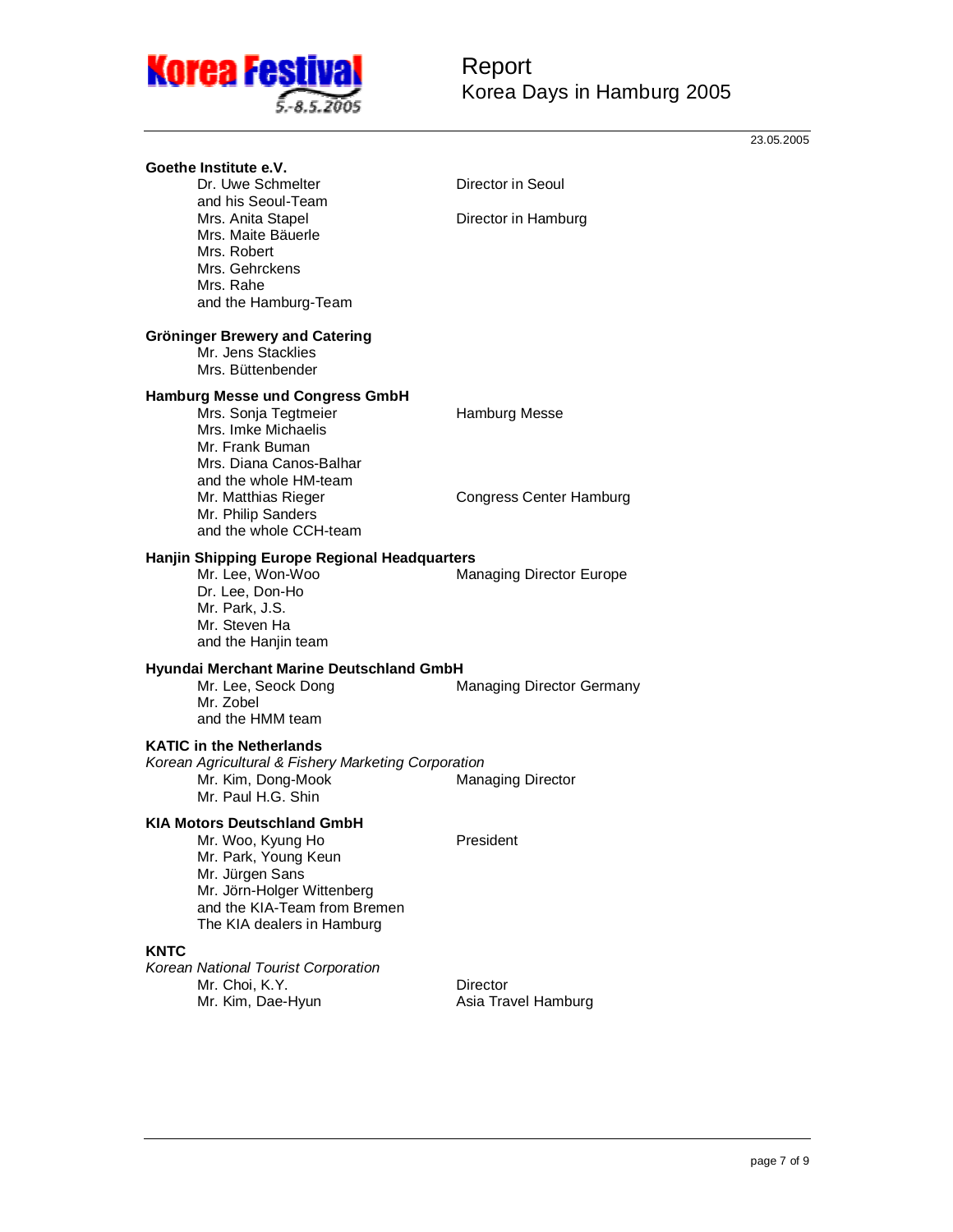**Goethe Institute e.V.**

| | |
|---|---|
| Dr. Uwe Schmelter | Director in Seoul |
| and his Seoul-Team | |
| Mrs. Anita Stapel | Director in Hamburg |
| Mrs. Maite Bäuerle | |
| Mrs. Robert | |
| Mrs. Gehrckens | |
| Mrs. Rahe | |
| and the Hamburg-Team | |

**Gröninger Brewery and Catering**

Mr. Jens Stacklies
Mrs. Büttenbender

**Hamburg Messe und Congress GmbH**

| | |
|---|---|
| Mrs. Sonja Tegtmeier | Hamburg Messe |
| Mrs. Imke Michaelis | |
| Mr. Frank Buman | |
| Mrs. Diana Canos-Balhar | |
| and the whole HM-team | |
| Mr. Matthias Rieger | Congress Center Hamburg |
| Mr. Philip Sanders | |
| and the whole CCH-team | |

**Hanjin Shipping Europe Regional Headquarters**

| | |
|---|---|
| Mr. Lee, Won-Woo | Managing Director Europe |
| Dr. Lee, Don-Ho | |
| Mr. Park, J.S. | |
| Mr. Steven Ha | |
| and the Hanjin team | |

**Hyundai Merchant Marine Deutschland GmbH**

| | |
|---|---|
| Mr. Lee, Seock Dong | Managing Director Germany |
| Mr. Zobel | |
| and the HMM team | |

**KATIC in the Netherlands**

*Korean Agricultural & Fishery Marketing Corporation*

| | |
|---|---|
| Mr. Kim, Dong-Mook | Managing Director |
| Mr. Paul H.G. Shin | |

**KIA Motors Deutschland GmbH**

| | |
|---|---|
| Mr. Woo, Kyung Ho | President |
| Mr. Park, Young Keun | |
| Mr. Jürgen Sans | |
| Mr. Jörn-Holger Wittenberg | |
| and the KIA-Team from Bremen | |
| The KIA dealers in Hamburg | |

**KNTC**

*Korean National Tourist Corporation*

| | |
|---|---|
| Mr. Choi, K.Y. | Director |
| Mr. Kim, Dae-Hyun | Asia Travel Hamburg |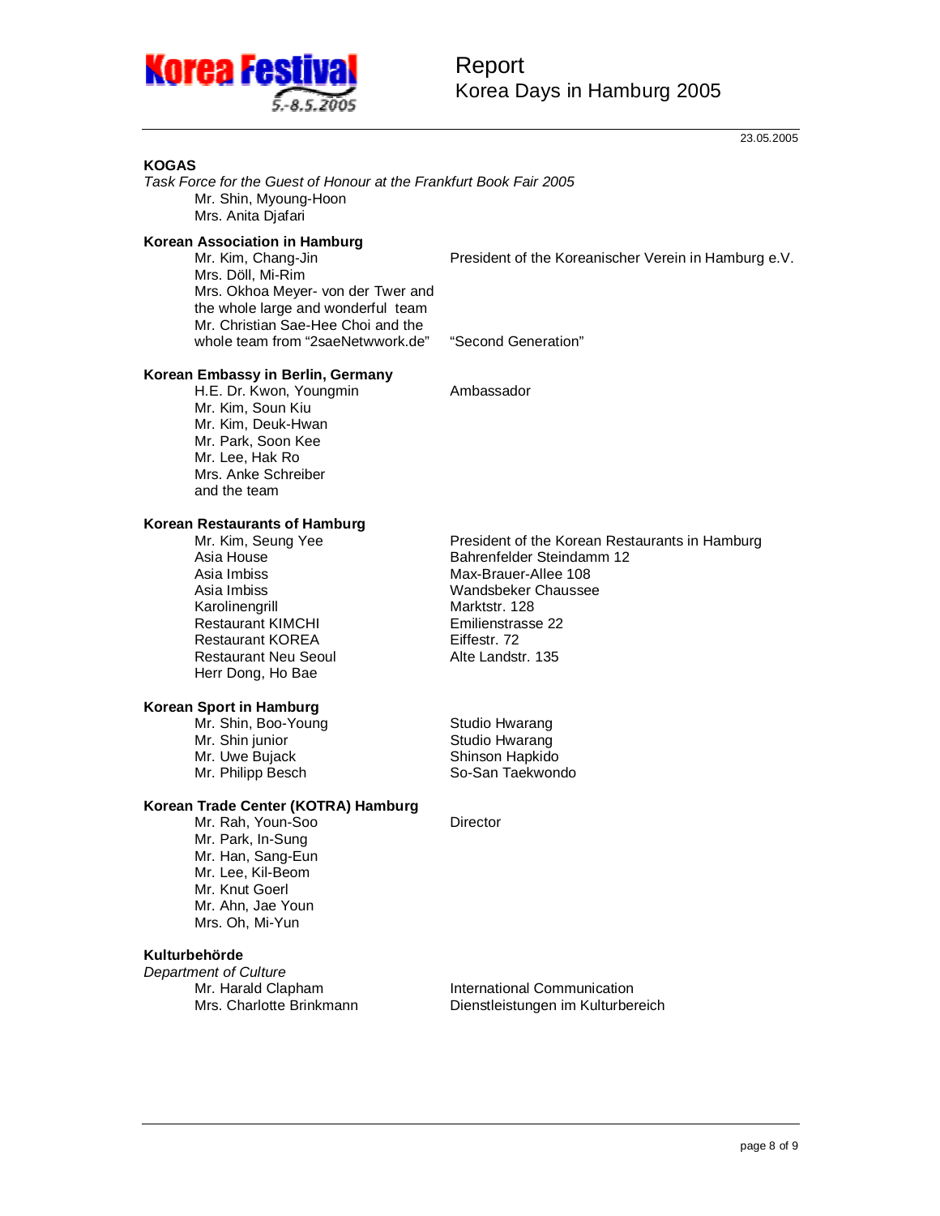23.05.2005

**KOGAS**

*Task Force for the Guest of Honour at the Frankfurt Book Fair 2005*

Mr. Shin, Myoung-Hoon
Mrs. Anita Djafari

**Korean Association in Hamburg**

| | |
|---|---|
| Mr. Kim, Chang-Jin | President of the Koreanischer Verein in Hamburg e.V. |
| Mrs. Döll, Mi-Rim | |
| Mrs. Okhoa Meyer- von der Twer and the whole large and wonderful team | |
| Mr. Christian Sae-Hee Choi and the whole team from "2saeNetwwork.de" | "Second Generation" |

**Korean Embassy in Berlin, Germany**

| | |
|---|---|
| H.E. Dr. Kwon, Youngmin | Ambassador |
| Mr. Kim, Soun Kiu | |
| Mr. Kim, Deuk-Hwan | |
| Mr. Park, Soon Kee | |
| Mr. Lee, Hak Ro | |
| Mrs. Anke Schreiber | |
| and the team | |

**Korean Restaurants of Hamburg**

| | |
|---|---|
| Mr. Kim, Seung Yee | President of the Korean Restaurants in Hamburg |
| Asia House | Bahrenfelder Steindamm 12 |
| Asia Imbiss | Max-Brauer-Allee 108 |
| Asia Imbiss | Wandsbeker Chaussee |
| Karolinengrill | Marktstr. 128 |
| Restaurant KIMCHI | Emilienstrasse 22 |
| Restaurant KOREA | Eiffestr. 72 |
| Restaurant Neu Seoul | Alte Landstr. 135 |
| Herr Dong, Ho Bae | |

**Korean Sport in Hamburg**

| | |
|---|---|
| Mr. Shin, Boo-Young | Studio Hwarang |
| Mr. Shin junior | Studio Hwarang |
| Mr. Uwe Bujack | Shinson Hapkido |
| Mr. Philipp Besch | So-San Taekwondo |

**Korean Trade Center (KOTRA) Hamburg**

| | |
|---|---|
| Mr. Rah, Youn-Soo | Director |
| Mr. Park, In-Sung | |
| Mr. Han, Sang-Eun | |
| Mr. Lee, Kil-Beom | |
| Mr. Knut Goerl | |
| Mr. Ahn, Jae Youn | |
| Mrs. Oh, Mi-Yun | |

**Kulturbehörde**

*Department of Culture*

| | |
|---|---|
| Mr. Harald Clapham | International Communication |
| Mrs. Charlotte Brinkmann | Dienstleistungen im Kulturbereich |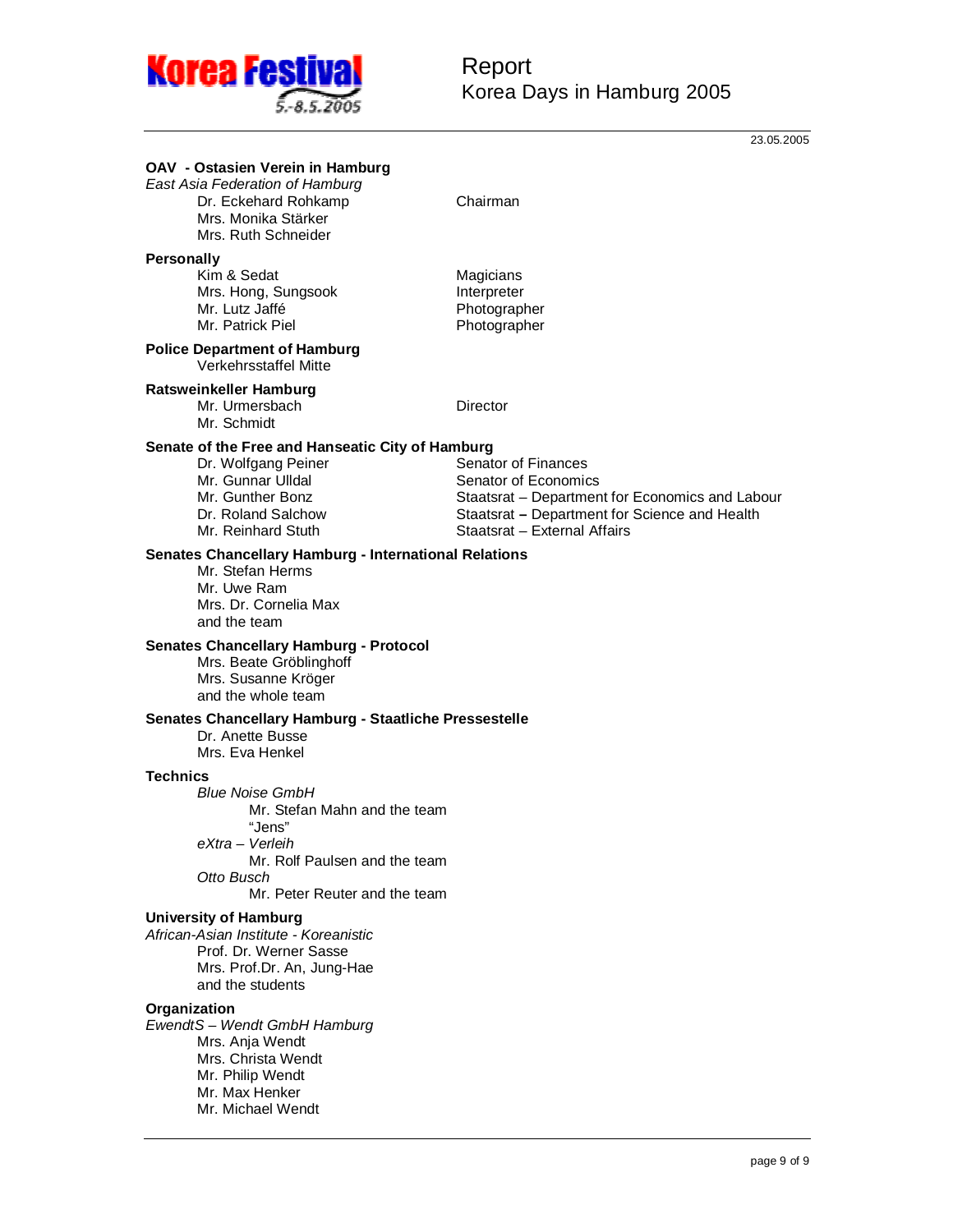23.05.2005

**OAV - Ostasien Verein in Hamburg**
*East Asia Federation of Hamburg*

| | |
|---|---|
| Dr. Eckehard Rohkamp | Chairman |
| Mrs. Monika Stärker | |
| Mrs. Ruth Schneider | |

**Personally**

| | |
|---|---|
| Kim & Sedat | Magicians |
| Mrs. Hong, Sungsook | Interpreter |
| Mr. Lutz Jaffé | Photographer |
| Mr. Patrick Piel | Photographer |

**Police Department of Hamburg**
Verkehrsstaffel Mitte

**Ratsweinkeller Hamburg**

| | |
|---|---|
| Mr. Urmersbach | Director |
| Mr. Schmidt | |

**Senate of the Free and Hanseatic City of Hamburg**

| | |
|---|---|
| Dr. Wolfgang Peiner | Senator of Finances |
| Mr. Gunnar Ulldal | Senator of Economics |
| Mr. Gunther Bonz | Staatsrat – Department for Economics and Labour |
| Dr. Roland Salchow | Staatsrat – Department for Science and Health |
| Mr. Reinhard Stuth | Staatsrat – External Affairs |

**Senates Chancellary Hamburg - International Relations**
Mr. Stefan Herms
Mr. Uwe Ram
Mrs. Dr. Cornelia Max
and the team

**Senates Chancellary Hamburg - Protocol**
Mrs. Beate Gröblinghoff
Mrs. Susanne Kröger
and the whole team

**Senates Chancellary Hamburg - Staatliche Pressestelle**
Dr. Anette Busse
Mrs. Eva Henkel

**Technics**
*Blue Noise GmbH*
Mr. Stefan Mahn and the team
"Jens"
*eXtra – Verleih*
Mr. Rolf Paulsen and the team
*Otto Busch*
Mr. Peter Reuter and the team

**University of Hamburg**
*African-Asian Institute - Koreanistic*
Prof. Dr. Werner Sasse
Mrs. Prof.Dr. An, Jung-Hae
and the students

**Organization**
*EwendtS – Wendt GmbH Hamburg*
Mrs. Anja Wendt
Mrs. Christa Wendt
Mr. Philip Wendt
Mr. Max Henker
Mr. Michael Wendt